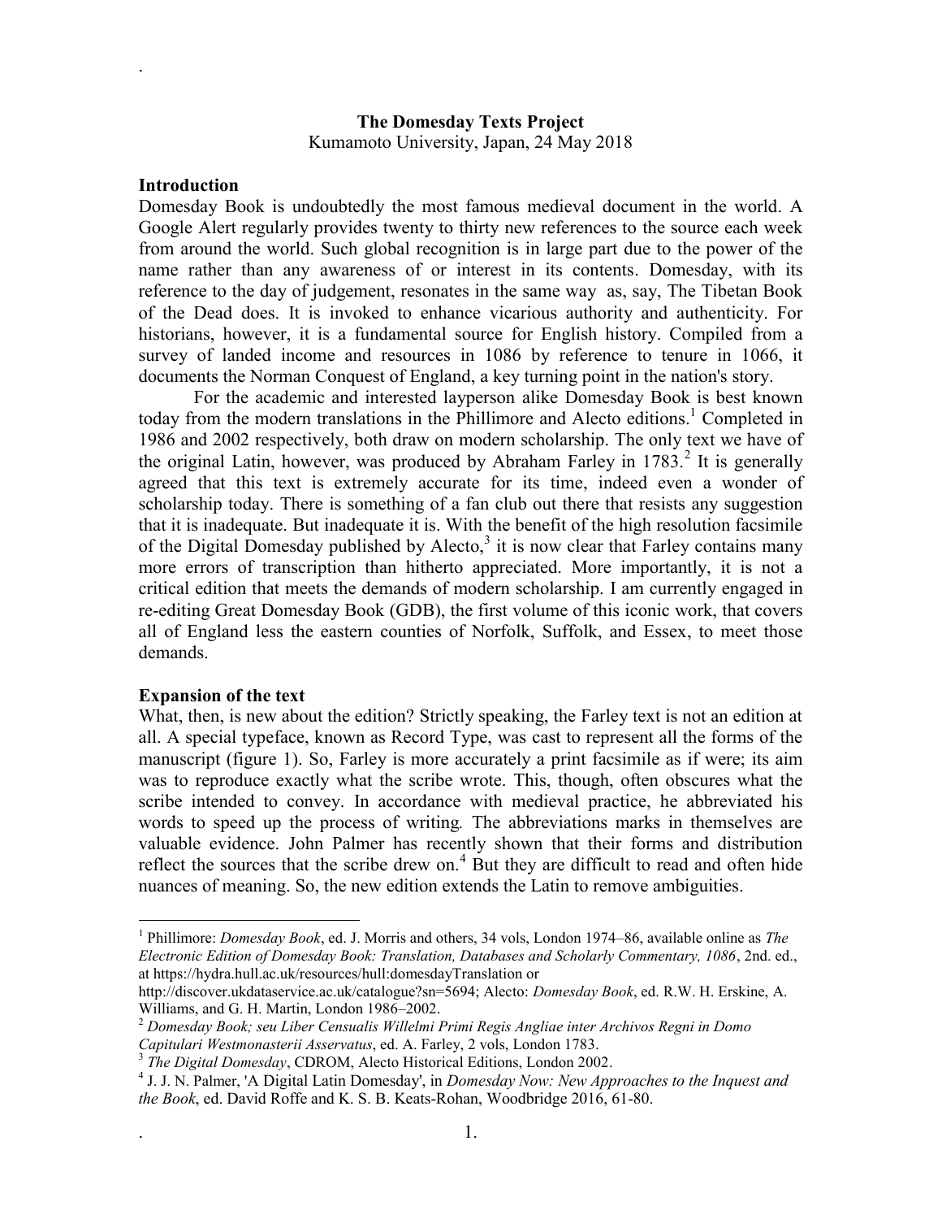# The Domesday Texts Project

Kumamoto University, Japan, 24 May 2018

## Introduction

Domesday Book is undoubtedly the most famous medieval document in the world. A Google Alert regularly provides twenty to thirty new references to the source each week from around the world. Such global recognition is in large part due to the power of the name rather than any awareness of or interest in its contents. Domesday, with its reference to the day of judgement, resonates in the same way as, say, The Tibetan Book of the Dead does. It is invoked to enhance vicarious authority and authenticity. For historians, however, it is a fundamental source for English history. Compiled from a survey of landed income and resources in 1086 by reference to tenure in 1066, it documents the Norman Conquest of England, a key turning point in the nation's story.

For the academic and interested layperson alike Domesday Book is best known today from the modern translations in the Phillimore and Alecto editions.[1] Completed in 1986 and 2002 respectively, both draw on modern scholarship. The only text we have of the original Latin, however, was produced by Abraham Farley in 1783.[2] It is generally agreed that this text is extremely accurate for its time, indeed even a wonder of scholarship today. There is something of a fan club out there that resists any suggestion that it is inadequate. But inadequate it is. With the benefit of the high resolution facsimile of the Digital Domesday published by Alecto,[3] it is now clear that Farley contains many more errors of transcription than hitherto appreciated. More importantly, it is not a critical edition that meets the demands of modern scholarship. I am currently engaged in re-editing Great Domesday Book (GDB), the first volume of this iconic work, that covers all of England less the eastern counties of Norfolk, Suffolk, and Essex, to meet those demands.

## Expansion of the text

What, then, is new about the edition? Strictly speaking, the Farley text is not an edition at all. A special typeface, known as Record Type, was cast to represent all the forms of the manuscript (figure 1). So, Farley is more accurately a print facsimile as if were; its aim was to reproduce exactly what the scribe wrote. This, though, often obscures what the scribe intended to convey. In accordance with medieval practice, he abbreviated his words to speed up the process of writing. The abbreviations marks in themselves are valuable evidence. John Palmer has recently shown that their forms and distribution reflect the sources that the scribe drew on.[4] But they are difficult to read and often hide nuances of meaning. So, the new edition extends the Latin to remove ambiguities.

---

[1] Phillimore: *Domesday Book*, ed. J. Morris and others, 34 vols, London 1974–86, available online as *The Electronic Edition of Domesday Book: Translation, Databases and Scholarly Commentary, 1086*, 2nd. ed., at https://hydra.hull.ac.uk/resources/hull:domesdayTranslation or http://discover.ukdataservice.ac.uk/catalogue?sn=5694; Alecto: *Domesday Book*, ed. R.W. H. Erskine, A. Williams, and G. H. Martin, London 1986–2002.

[2] *Domesday Book; seu Liber Censualis Willelmi Primi Regis Angliae inter Archivos Regni in Domo Capitulari Westmonasterii Asservatus*, ed. A. Farley, 2 vols, London 1783.

[3] *The Digital Domesday*, CDROM, Alecto Historical Editions, London 2002.

[4] J. J. N. Palmer, 'A Digital Latin Domesday', in *Domesday Now: New Approaches to the Inquest and the Book*, ed. David Roffe and K. S. B. Keats-Rohan, Woodbridge 2016, 61-80.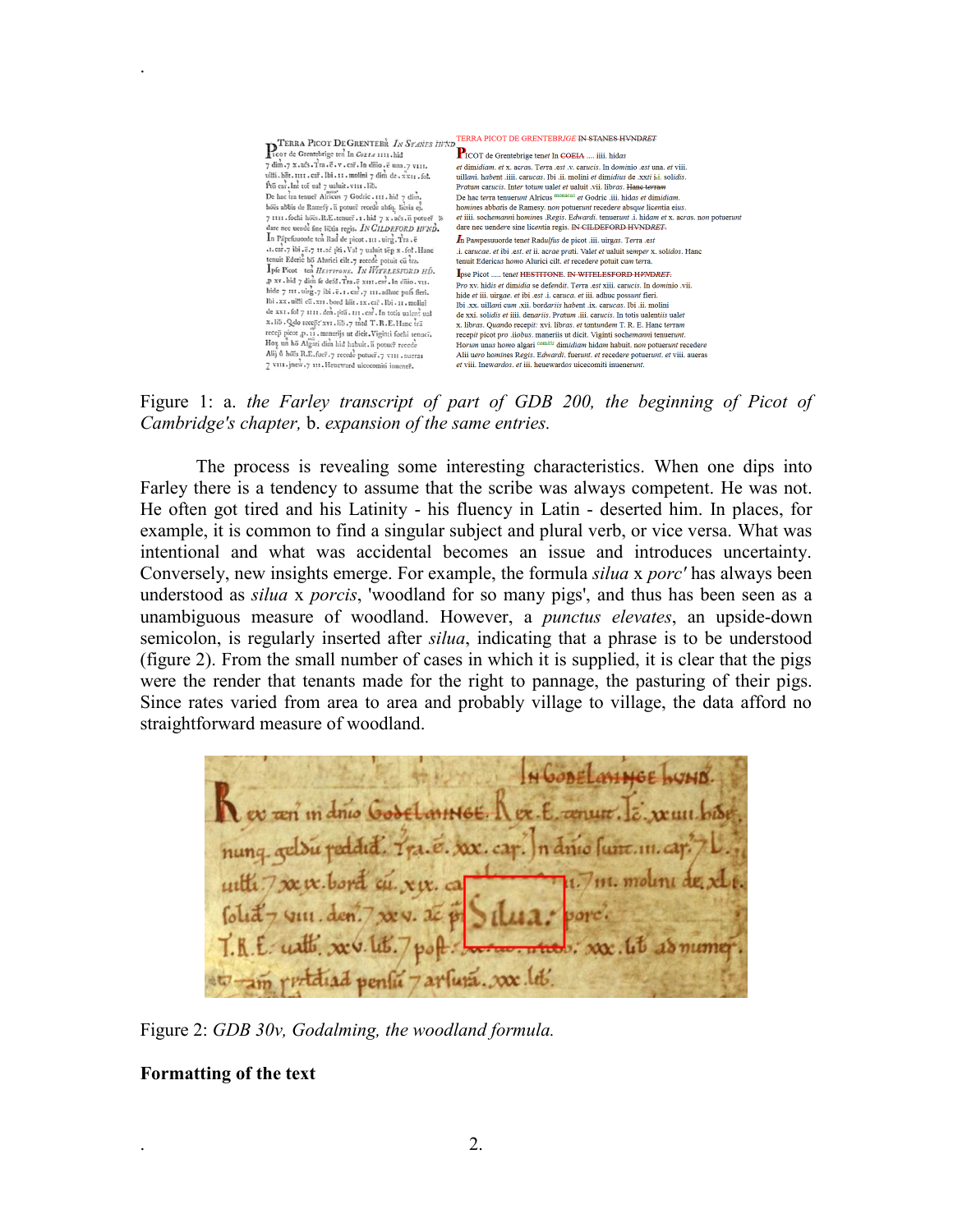Figure 1: a. *the Farley transcript of part of GDB 200, the beginning of Picot of Cambridge's chapter,* b. *expansion of the same entries.*

The process is revealing some interesting characteristics. When one dips into Farley there is a tendency to assume that the scribe was always competent. He was not. He often got tired and his Latinity - his fluency in Latin - deserted him. In places, for example, it is common to find a singular subject and plural verb, or vice versa. What was intentional and what was accidental becomes an issue and introduces uncertainty. Conversely, new insights emerge. For example, the formula *silua* x *porc'* has always been understood as *silua* x *porcis*, 'woodland for so many pigs', and thus has been seen as a unambiguous measure of woodland. However, a *punctus elevates*, an upside-down semicolon, is regularly inserted after *silua*, indicating that a phrase is to be understood (figure 2). From the small number of cases in which it is supplied, it is clear that the pigs were the render that tenants made for the right to pannage, the pasturing of their pigs. Since rates varied from area to area and probably village to village, the data afford no straightforward measure of woodland.

Figure 2: *GDB 30v, Godalming, the woodland formula.*

**Formatting of the text**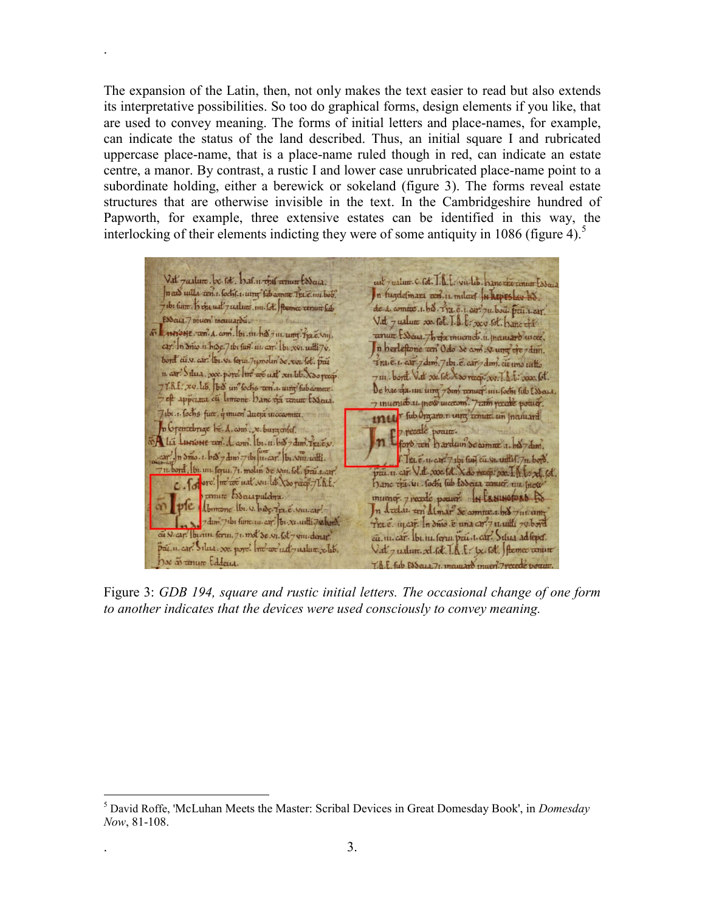The expansion of the Latin, then, not only makes the text easier to read but also extends its interpretative possibilities. So too do graphical forms, design elements if you like, that are used to convey meaning. The forms of initial letters and place-names, for example, can indicate the status of the land described. Thus, an initial square I and rubricated uppercase place-name, that is a place-name ruled though in red, can indicate an estate centre, a manor. By contrast, a rustic I and lower case unrubricated place-name point to a subordinate holding, either a berewick or sokeland (figure 3). The forms reveal estate structures that are otherwise invisible in the text. In the Cambridgeshire hundred of Papworth, for example, three extensive estates can be identified in this way, the interlocking of their elements indicting they were of some antiquity in 1086 (figure 4).[5]

Figure 3: *GDB 194, square and rustic initial letters. The occasional change of one form to another indicates that the devices were used consciously to convey meaning.*

[5] David Roffe, 'McLuhan Meets the Master: Scribal Devices in Great Domesday Book', in *Domesday Now*, 81-108.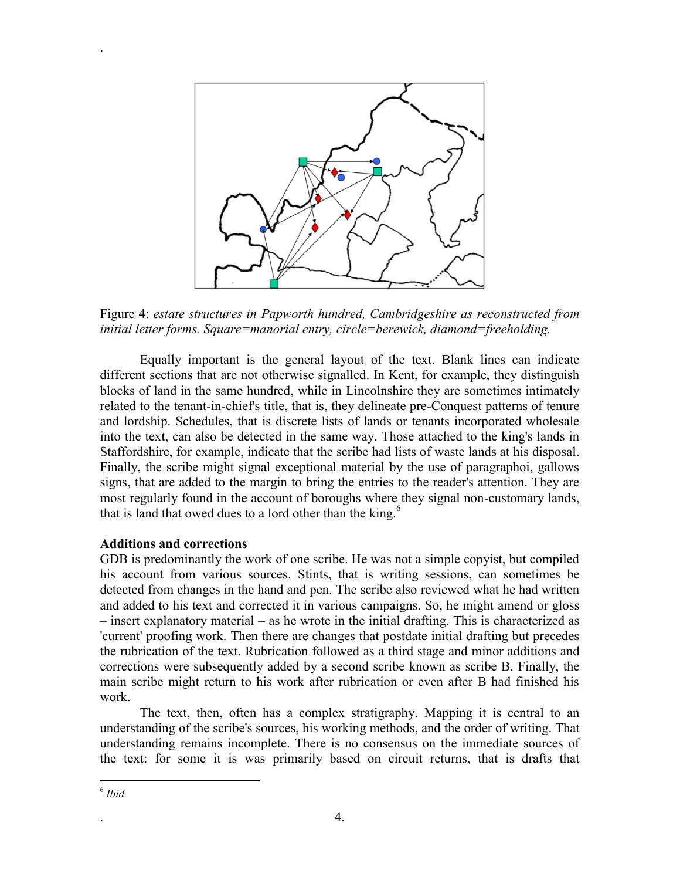Figure 4: *estate structures in Papworth hundred, Cambridgeshire as reconstructed from initial letter forms. Square=manorial entry, circle=berewick, diamond=freeholding.*

Equally important is the general layout of the text. Blank lines can indicate different sections that are not otherwise signalled. In Kent, for example, they distinguish blocks of land in the same hundred, while in Lincolnshire they are sometimes intimately related to the tenant-in-chief's title, that is, they delineate pre-Conquest patterns of tenure and lordship. Schedules, that is discrete lists of lands or tenants incorporated wholesale into the text, can also be detected in the same way. Those attached to the king's lands in Staffordshire, for example, indicate that the scribe had lists of waste lands at his disposal. Finally, the scribe might signal exceptional material by the use of paragraphoi, gallows signs, that are added to the margin to bring the entries to the reader's attention. They are most regularly found in the account of boroughs where they signal non-customary lands, that is land that owed dues to a lord other than the king.[6]

**Additions and corrections**

GDB is predominantly the work of one scribe. He was not a simple copyist, but compiled his account from various sources. Stints, that is writing sessions, can sometimes be detected from changes in the hand and pen. The scribe also reviewed what he had written and added to his text and corrected it in various campaigns. So, he might amend or gloss – insert explanatory material – as he wrote in the initial drafting. This is characterized as 'current' proofing work. Then there are changes that postdate initial drafting but precedes the rubrication of the text. Rubrication followed as a third stage and minor additions and corrections were subsequently added by a second scribe known as scribe B. Finally, the main scribe might return to his work after rubrication or even after B had finished his work.

The text, then, often has a complex stratigraphy. Mapping it is central to an understanding of the scribe's sources, his working methods, and the order of writing. That understanding remains incomplete. There is no consensus on the immediate sources of the text: for some it is was primarily based on circuit returns, that is drafts that

[6] *Ibid.*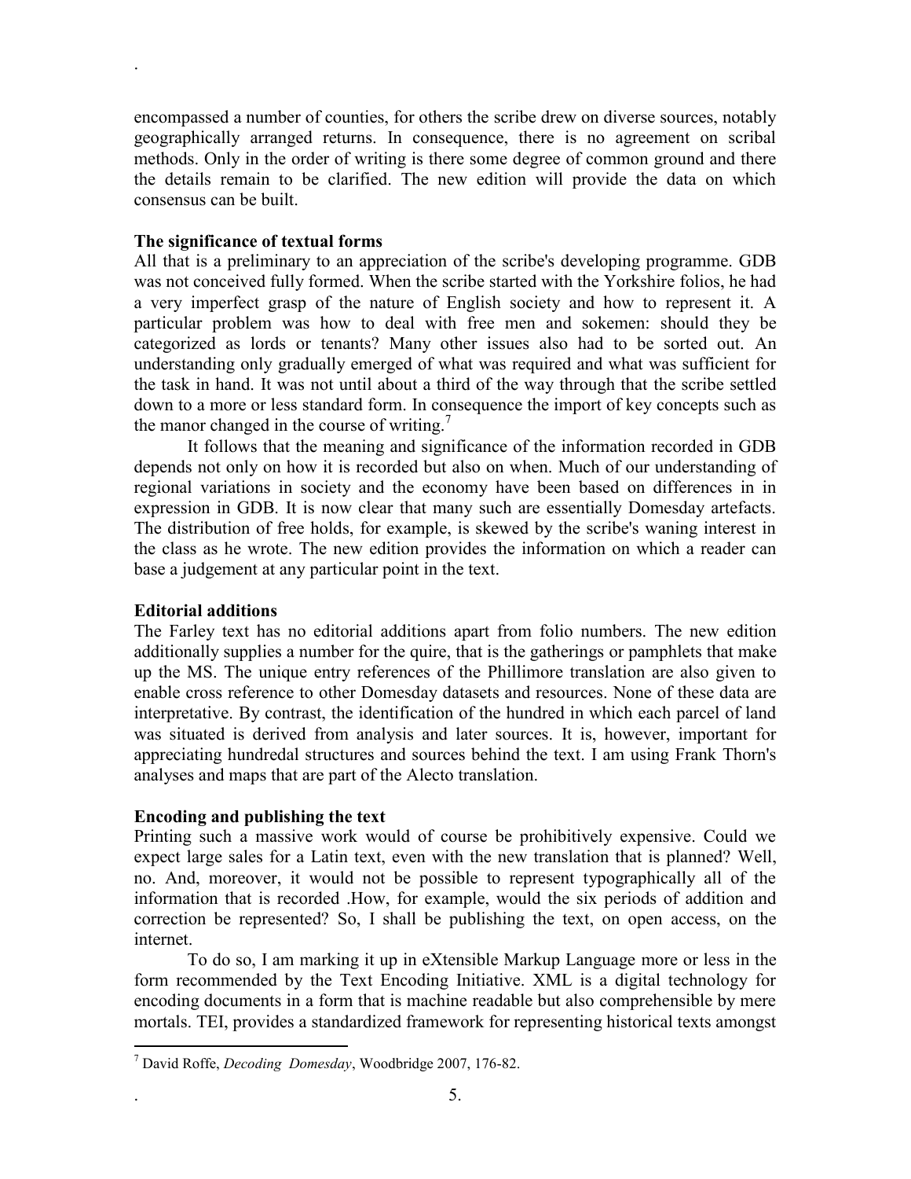encompassed a number of counties, for others the scribe drew on diverse sources, notably geographically arranged returns. In consequence, there is no agreement on scribal methods. Only in the order of writing is there some degree of common ground and there the details remain to be clarified. The new edition will provide the data on which consensus can be built.

**The significance of textual forms**

All that is a preliminary to an appreciation of the scribe's developing programme. GDB was not conceived fully formed. When the scribe started with the Yorkshire folios, he had a very imperfect grasp of the nature of English society and how to represent it. A particular problem was how to deal with free men and sokemen: should they be categorized as lords or tenants? Many other issues also had to be sorted out. An understanding only gradually emerged of what was required and what was sufficient for the task in hand. It was not until about a third of the way through that the scribe settled down to a more or less standard form. In consequence the import of key concepts such as the manor changed in the course of writing.[7]

It follows that the meaning and significance of the information recorded in GDB depends not only on how it is recorded but also on when. Much of our understanding of regional variations in society and the economy have been based on differences in in expression in GDB. It is now clear that many such are essentially Domesday artefacts. The distribution of free holds, for example, is skewed by the scribe's waning interest in the class as he wrote. The new edition provides the information on which a reader can base a judgement at any particular point in the text.

**Editorial additions**

The Farley text has no editorial additions apart from folio numbers. The new edition additionally supplies a number for the quire, that is the gatherings or pamphlets that make up the MS. The unique entry references of the Phillimore translation are also given to enable cross reference to other Domesday datasets and resources. None of these data are interpretative. By contrast, the identification of the hundred in which each parcel of land was situated is derived from analysis and later sources. It is, however, important for appreciating hundredal structures and sources behind the text. I am using Frank Thorn's analyses and maps that are part of the Alecto translation.

**Encoding and publishing the text**

Printing such a massive work would of course be prohibitively expensive. Could we expect large sales for a Latin text, even with the new translation that is planned? Well, no. And, moreover, it would not be possible to represent typographically all of the information that is recorded .How, for example, would the six periods of addition and correction be represented? So, I shall be publishing the text, on open access, on the internet.

To do so, I am marking it up in eXtensible Markup Language more or less in the form recommended by the Text Encoding Initiative. XML is a digital technology for encoding documents in a form that is machine readable but also comprehensible by mere mortals. TEI, provides a standardized framework for representing historical texts amongst

---

[7] David Roffe, *Decoding Domesday*, Woodbridge 2007, 176-82.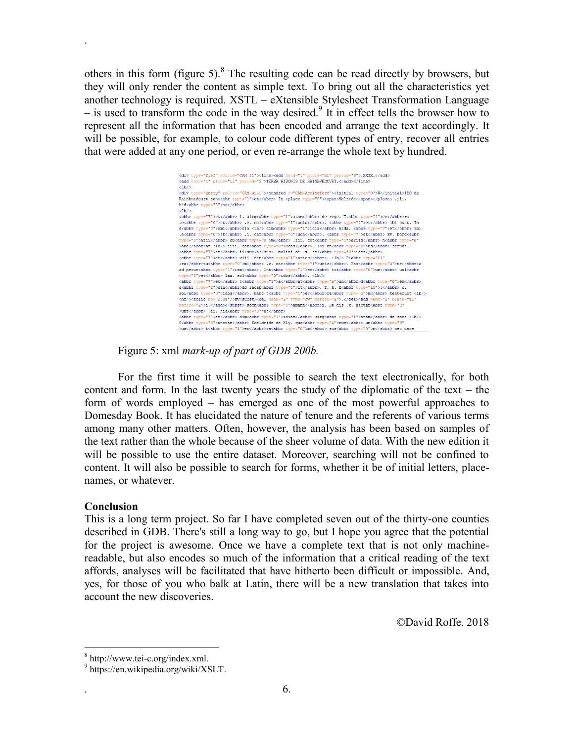others in this form (figure 5).[8] The resulting code can be read directly by browsers, but they will only render the content as simple text. To bring out all the characteristics yet another technology is required. XSTL – eXtensible Stylesheet Transformation Language – is used to transform the code in the way desired.[9] It in effect tells the browser how to represent all the information that has been encoded and arrange the text accordingly. It will be possible, for example, to colour code different types of entry, recover all entries that were added at any one period, or even re-arrange the whole text by hundred.

```
<div type="fief" xml:id="CAM 31"><line><add hand="1" place="ml" period="3">.XXIX.</add>
<add hand="1" place="il" period="3">TERRA WIDONIS DE RAINBVEDCVRT.</add></line>
<lb/>
<div type="entry" xml:id="CAM 31-1"><hundred n="CAM-Armingford"><initial type="0">W</initial>IDO de
Rainbuedcurt ten<abbr type="1">et</abbr> In <place type="0"><span>Melrede</span></place> .iii.
hid<abbr type="0">as</abbr>
<lb/>
<abbr type="7">et</abbr> i. uirg<abbr type="1">atam</abbr> de rege. T<abbr type="1">er</abbr>ra
.e<abbr type="0">st</abbr> .v. car<abbr type="1">ucis</abbr>. <abbr type="7">et</abbr> ibi sunt. In
d<abbr type="0">omi</abbr>nio <lb/> dim<abbr type="1">idia</abbr> hida. <abbr type="7">et</abbr> ibi
.e<abbr type="0">st</abbr> .i. car<abbr type="0">uca</abbr>. <abbr type="7">et</abbr> xv. bord<abbr
type="0">arii</abbr> cu<abbr type="0">m</abbr> .iii. cot<abbr type="1">ariis</abbr> h<abbr type="0"
>abe</abbr>nt <lb/> iiii. car<abbr type="0">ucas</abbr>. Ibi un<abbr type="9">us</abbr> seruus.
<abbr type="7">et</abbr> ii<sup>o</sup>. molini de .x. sol<abbr type="0">idos</abbr>
<abbr type="7">et</abbr> viii. den<abbr type="1">arios</abbr>. <lb/> P<abbr type="11"
>ra</abbr>tu<abbr type="0">m</abbr> .v. car<abbr type="1">ucis</abbr>. Past<abbr type="3">ur</abbr>a
ad pecun<abbr type="1">iam</abbr>. Int<abbr type="1">er</abbr> tot<abbr type="0">um</abbr> ual<abbr
type="0">et</abbr> lxx. sol<abbr type="0">idos</abbr>. <lb/>
<abbr type="7">et</abbr> t<abbr type="1">a</abbr>nt<abbr type="a">un</abbr>d<abbr type="0">em</abbr>
q<abbr type="2">uan</abbr>do recep<abbr type="0">it</abbr>. T. R. E<abbr type="15">:</abbr> c.
sol<abbr type="0">idos</abbr>. Hanc t<abbr type="1">er</abbr>ra<abbr type="0">m</abbr> tenuerunt <lb/>
<hr/><folio no="200a"/>xv<subst><del hand="2" type="ow" period="2">.</del><add hand="2" place="il"
period="2">i.</add></subst> soch<abbr type="0">emann</abbr>i. De his .x. habuer<abbr type="0"
>unt</abbr> .ii. hid<abbr type="0">as</abbr>
<abbr type="7">et</abbr> dim<abbr type="1">idiam</abbr> uirg<abbr type="1">atam</abbr> de soca <lb/>
S<abbr type="0">anctae</abbr> Edeldride de Ely. quo<abbr type="4">rum</abbr> un<abbr type="9"
>us</abbr> t<abbr type="1">er</abbr>ra<abbr type="0">m</abbr> sua<abbr type="0">m</abbr> nec dare
```

Figure 5: xml *mark-up of part of GDB 200b.*

For the first time it will be possible to search the text electronically, for both content and form. In the last twenty years the study of the diplomatic of the text – the form of words employed – has emerged as one of the most powerful approaches to Domesday Book. It has elucidated the nature of tenure and the referents of various terms among many other matters. Often, however, the analysis has been based on samples of the text rather than the whole because of the sheer volume of data. With the new edition it will be possible to use the entire dataset. Moreover, searching will not be confined to content. It will also be possible to search for forms, whether it be of initial letters, place-names, or whatever.

**Conclusion**

This is a long term project. So far I have completed seven out of the thirty-one counties described in GDB. There's still a long way to go, but I hope you agree that the potential for the project is awesome. Once we have a complete text that is not only machine-readable, but also encodes so much of the information that a critical reading of the text affords, analyses will be facilitated that have hitherto been difficult or impossible. And, yes, for those of you who balk at Latin, there will be a new translation that takes into account the new discoveries.

©David Roffe, 2018

---

[8] http://www.tei-c.org/index.xml.

[9] https://en.wikipedia.org/wiki/XSLT.